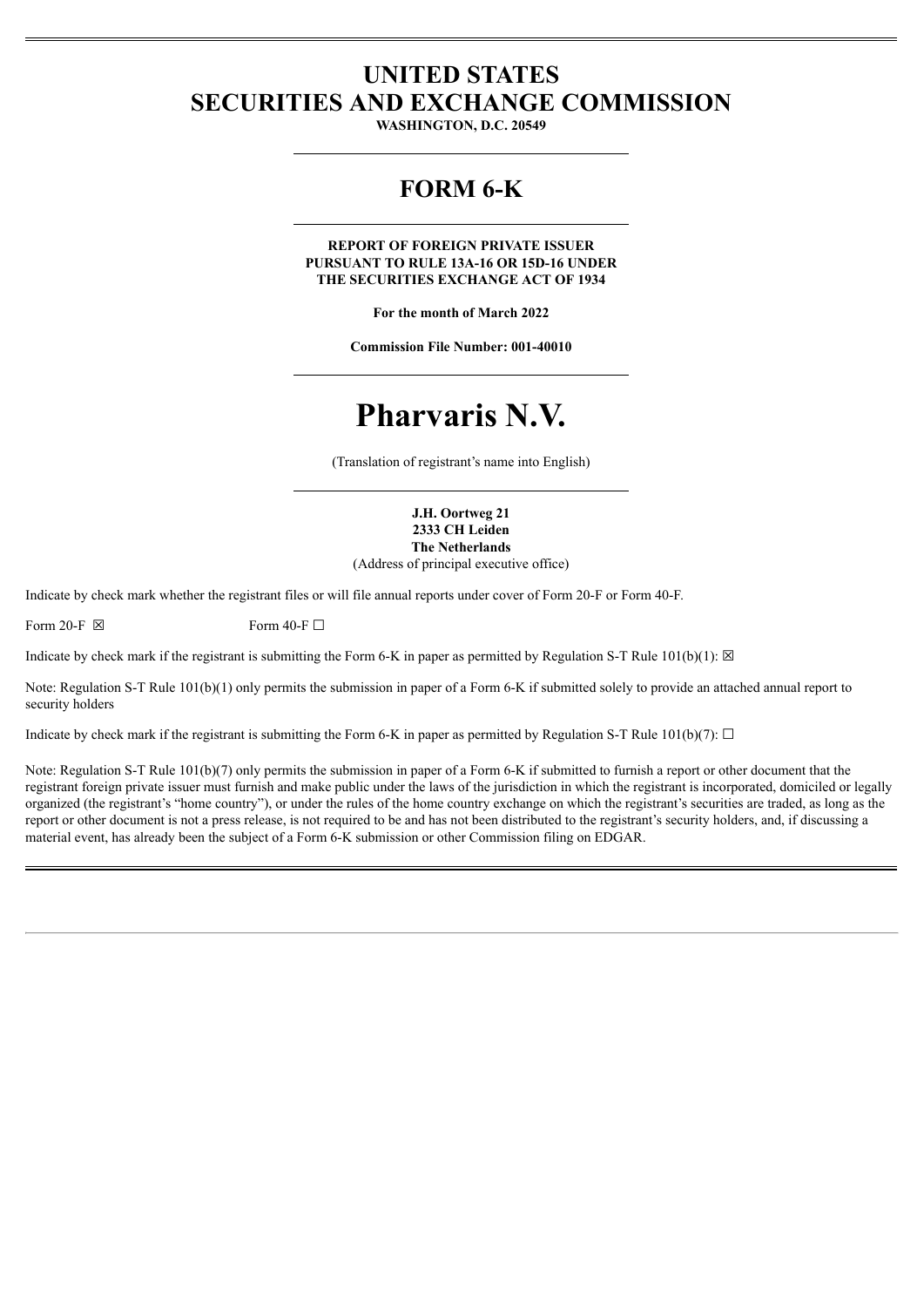# UNITED STATES
# SECURITIES AND EXCHANGE COMMISSION

**WASHINGTON, D.C. 20549**

## FORM 6-K

**REPORT OF FOREIGN PRIVATE ISSUER
PURSUANT TO RULE 13A-16 OR 15D-16 UNDER
THE SECURITIES EXCHANGE ACT OF 1934**

**For the month of March 2022**

**Commission File Number: 001-40010**

# Pharvaris N.V.

(Translation of registrant's name into English)

**J.H. Oortweg 21
2333 CH Leiden
The Netherlands**
(Address of principal executive office)

Indicate by check mark whether the registrant files or will file annual reports under cover of Form 20-F or Form 40-F.

Form 20-F ☒ Form 40-F ☐

Indicate by check mark if the registrant is submitting the Form 6-K in paper as permitted by Regulation S-T Rule 101(b)(1): ☒

Note: Regulation S-T Rule 101(b)(1) only permits the submission in paper of a Form 6-K if submitted solely to provide an attached annual report to security holders

Indicate by check mark if the registrant is submitting the Form 6-K in paper as permitted by Regulation S-T Rule 101(b)(7): ☐

Note: Regulation S-T Rule 101(b)(7) only permits the submission in paper of a Form 6-K if submitted to furnish a report or other document that the registrant foreign private issuer must furnish and make public under the laws of the jurisdiction in which the registrant is incorporated, domiciled or legally organized (the registrant's "home country"), or under the rules of the home country exchange on which the registrant's securities are traded, as long as the report or other document is not a press release, is not required to be and has not been distributed to the registrant's security holders, and, if discussing a material event, has already been the subject of a Form 6-K submission or other Commission filing on EDGAR.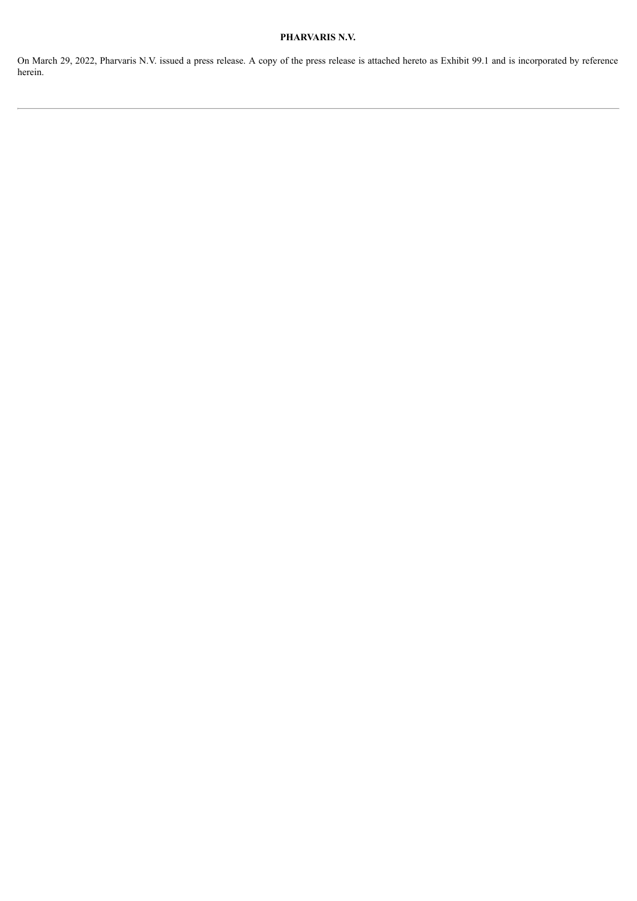**PHARVARIS N.V.**

On March 29, 2022, Pharvaris N.V. issued a press release. A copy of the press release is attached hereto as Exhibit 99.1 and is incorporated by reference herein.

---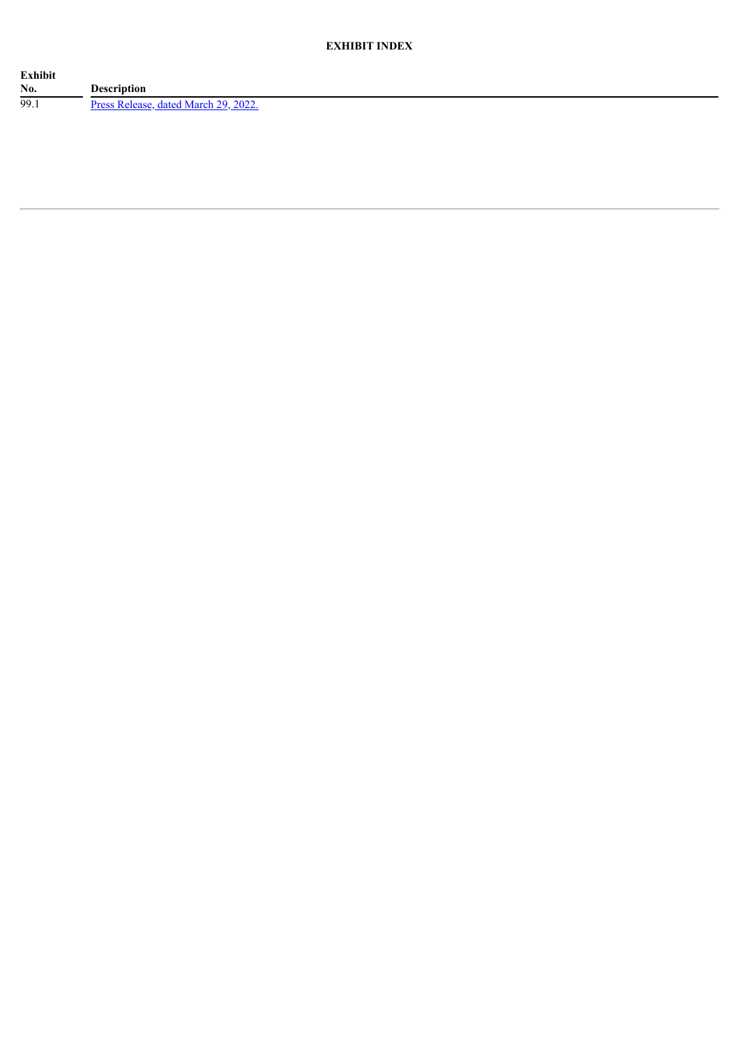**EXHIBIT INDEX**

| Exhibit No. | Description |
|---|---|
| 99.1 | Press Release, dated March 29, 2022. |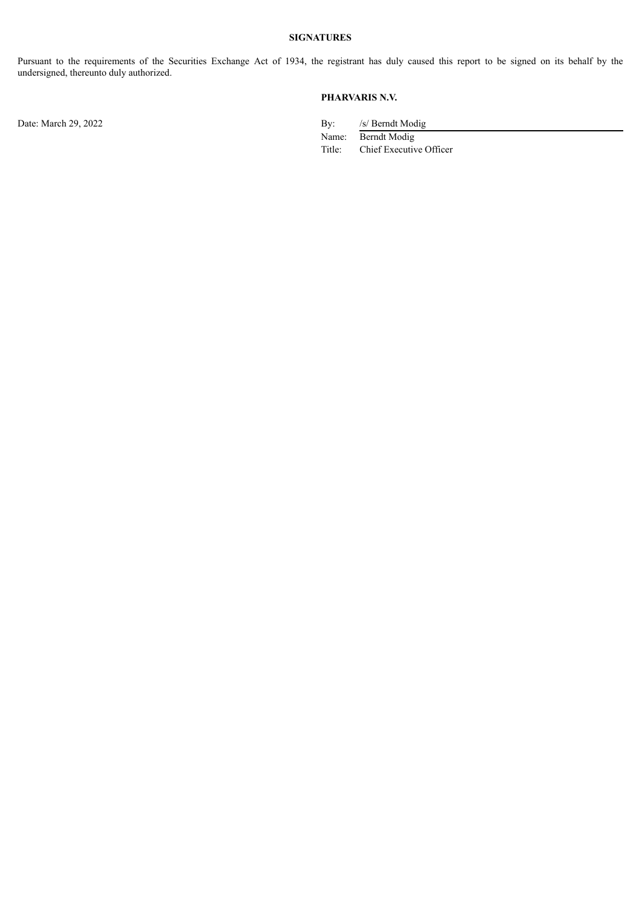**SIGNATURES**

Pursuant to the requirements of the Securities Exchange Act of 1934, the registrant has duly caused this report to be signed on its behalf by the undersigned, thereunto duly authorized.

**PHARVARIS N.V.**

Date: March 29, 2022

By: /s/ Berndt Modig
Name: Berndt Modig
Title: Chief Executive Officer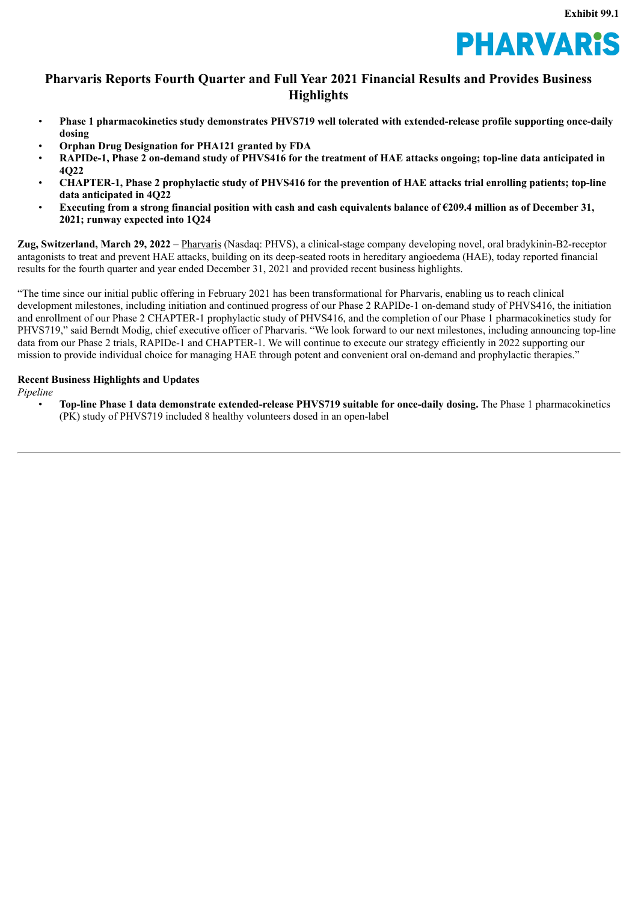Exhibit 99.1

PHARVARiS

# Pharvaris Reports Fourth Quarter and Full Year 2021 Financial Results and Provides Business Highlights

- **Phase 1 pharmacokinetics study demonstrates PHVS719 well tolerated with extended-release profile supporting once-daily dosing**
- **Orphan Drug Designation for PHA121 granted by FDA**
- **RAPIDe-1, Phase 2 on-demand study of PHVS416 for the treatment of HAE attacks ongoing; top-line data anticipated in 4Q22**
- **CHAPTER-1, Phase 2 prophylactic study of PHVS416 for the prevention of HAE attacks trial enrolling patients; top-line data anticipated in 4Q22**
- **Executing from a strong financial position with cash and cash equivalents balance of €209.4 million as of December 31, 2021; runway expected into 1Q24**

**Zug, Switzerland, March 29, 2022** – Pharvaris (Nasdaq: PHVS), a clinical-stage company developing novel, oral bradykinin-B2-receptor antagonists to treat and prevent HAE attacks, building on its deep-seated roots in hereditary angioedema (HAE), today reported financial results for the fourth quarter and year ended December 31, 2021 and provided recent business highlights.

"The time since our initial public offering in February 2021 has been transformational for Pharvaris, enabling us to reach clinical development milestones, including initiation and continued progress of our Phase 2 RAPIDe-1 on-demand study of PHVS416, the initiation and enrollment of our Phase 2 CHAPTER-1 prophylactic study of PHVS416, and the completion of our Phase 1 pharmacokinetics study for PHVS719," said Berndt Modig, chief executive officer of Pharvaris. "We look forward to our next milestones, including announcing top-line data from our Phase 2 trials, RAPIDe-1 and CHAPTER-1. We will continue to execute our strategy efficiently in 2022 supporting our mission to provide individual choice for managing HAE through potent and convenient oral on-demand and prophylactic therapies."

**Recent Business Highlights and Updates**

*Pipeline*

- **Top-line Phase 1 data demonstrate extended-release PHVS719 suitable for once-daily dosing.** The Phase 1 pharmacokinetics (PK) study of PHVS719 included 8 healthy volunteers dosed in an open-label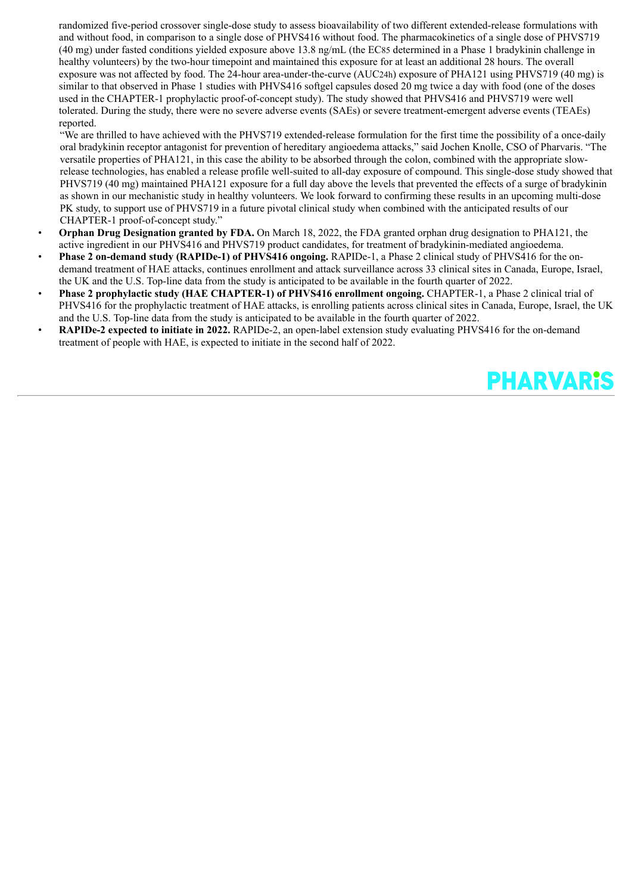randomized five-period crossover single-dose study to assess bioavailability of two different extended-release formulations with and without food, in comparison to a single dose of PHVS416 without food. The pharmacokinetics of a single dose of PHVS719 (40 mg) under fasted conditions yielded exposure above 13.8 ng/mL (the $EC_{85}$ determined in a Phase 1 bradykinin challenge in healthy volunteers) by the two-hour timepoint and maintained this exposure for at least an additional 28 hours. The overall exposure was not affected by food. The 24-hour area-under-the-curve ($AUC_{24h}$) exposure of PHA121 using PHVS719 (40 mg) is similar to that observed in Phase 1 studies with PHVS416 softgel capsules dosed 20 mg twice a day with food (one of the doses used in the CHAPTER-1 prophylactic proof-of-concept study). The study showed that PHVS416 and PHVS719 were well tolerated. During the study, there were no severe adverse events (SAEs) or severe treatment-emergent adverse events (TEAEs) reported.

"We are thrilled to have achieved with the PHVS719 extended-release formulation for the first time the possibility of a once-daily oral bradykinin receptor antagonist for prevention of hereditary angioedema attacks," said Jochen Knolle, CSO of Pharvaris. "The versatile properties of PHA121, in this case the ability to be absorbed through the colon, combined with the appropriate slow-release technologies, has enabled a release profile well-suited to all-day exposure of compound. This single-dose study showed that PHVS719 (40 mg) maintained PHA121 exposure for a full day above the levels that prevented the effects of a surge of bradykinin as shown in our mechanistic study in healthy volunteers. We look forward to confirming these results in an upcoming multi-dose PK study, to support use of PHVS719 in a future pivotal clinical study when combined with the anticipated results of our CHAPTER-1 proof-of-concept study."

- **Orphan Drug Designation granted by FDA.** On March 18, 2022, the FDA granted orphan drug designation to PHA121, the active ingredient in our PHVS416 and PHVS719 product candidates, for treatment of bradykinin-mediated angioedema.
- **Phase 2 on-demand study (RAPIDe-1) of PHVS416 ongoing.** RAPIDe-1, a Phase 2 clinical study of PHVS416 for the on-demand treatment of HAE attacks, continues enrollment and attack surveillance across 33 clinical sites in Canada, Europe, Israel, the UK and the U.S. Top-line data from the study is anticipated to be available in the fourth quarter of 2022.
- **Phase 2 prophylactic study (HAE CHAPTER-1) of PHVS416 enrollment ongoing.** CHAPTER-1, a Phase 2 clinical trial of PHVS416 for the prophylactic treatment of HAE attacks, is enrolling patients across clinical sites in Canada, Europe, Israel, the UK and the U.S. Top-line data from the study is anticipated to be available in the fourth quarter of 2022.
- **RAPIDe-2 expected to initiate in 2022.** RAPIDe-2, an open-label extension study evaluating PHVS416 for the on-demand treatment of people with HAE, is expected to initiate in the second half of 2022.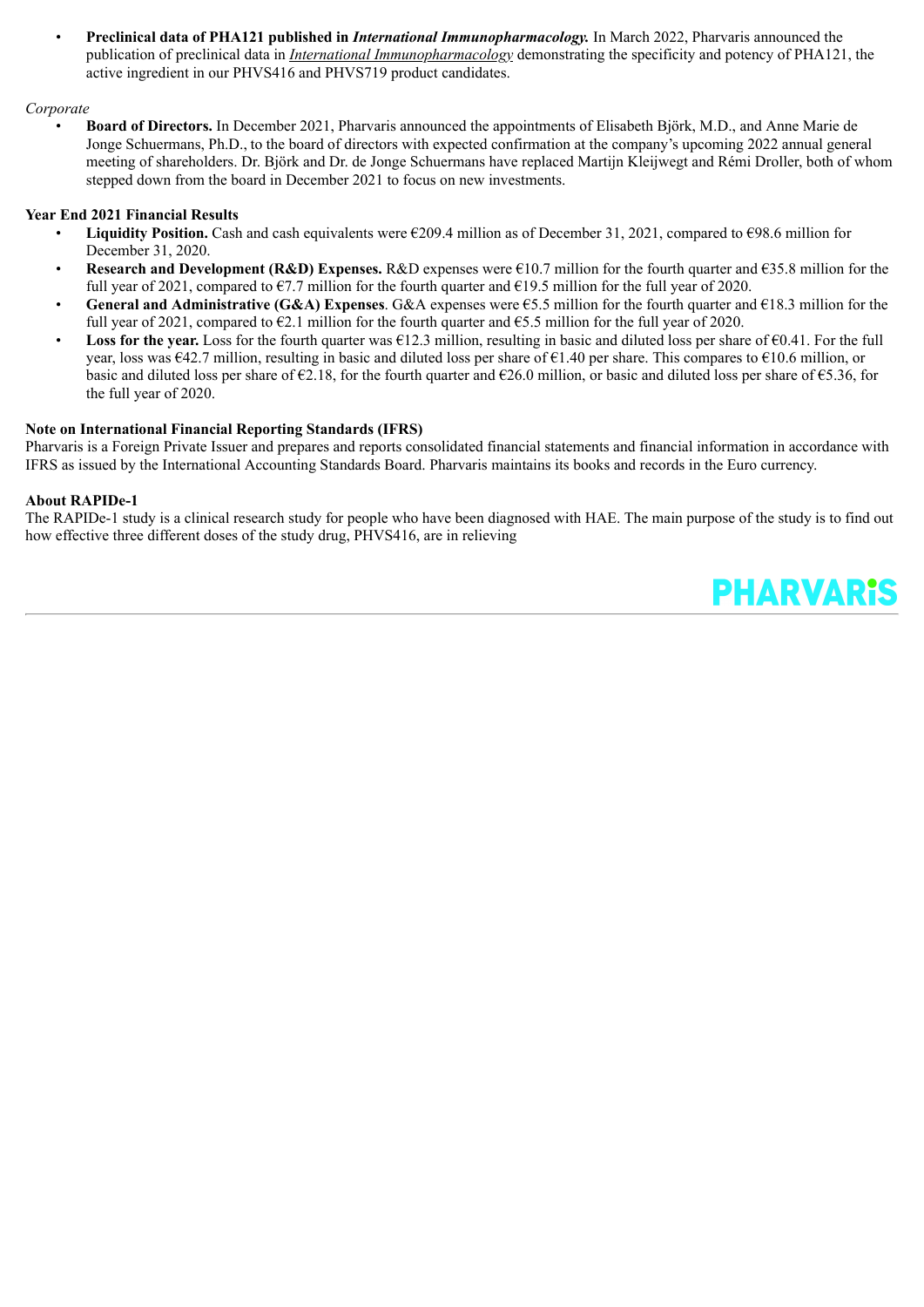- **Preclinical data of PHA121 published in *International Immunopharmacology.*** In March 2022, Pharvaris announced the publication of preclinical data in *International Immunopharmacology* demonstrating the specificity and potency of PHA121, the active ingredient in our PHVS416 and PHVS719 product candidates.

*Corporate*

- **Board of Directors.** In December 2021, Pharvaris announced the appointments of Elisabeth Björk, M.D., and Anne Marie de Jonge Schuermans, Ph.D., to the board of directors with expected confirmation at the company's upcoming 2022 annual general meeting of shareholders. Dr. Björk and Dr. de Jonge Schuermans have replaced Martijn Kleijwegt and Rémi Droller, both of whom stepped down from the board in December 2021 to focus on new investments.

**Year End 2021 Financial Results**

- **Liquidity Position.** Cash and cash equivalents were €209.4 million as of December 31, 2021, compared to €98.6 million for December 31, 2020.
- **Research and Development (R&D) Expenses.** R&D expenses were €10.7 million for the fourth quarter and €35.8 million for the full year of 2021, compared to €7.7 million for the fourth quarter and €19.5 million for the full year of 2020.
- **General and Administrative (G&A) Expenses**. G&A expenses were €5.5 million for the fourth quarter and €18.3 million for the full year of 2021, compared to €2.1 million for the fourth quarter and €5.5 million for the full year of 2020.
- **Loss for the year.** Loss for the fourth quarter was €12.3 million, resulting in basic and diluted loss per share of €0.41. For the full year, loss was €42.7 million, resulting in basic and diluted loss per share of €1.40 per share. This compares to €10.6 million, or basic and diluted loss per share of €2.18, for the fourth quarter and €26.0 million, or basic and diluted loss per share of €5.36, for the full year of 2020.

**Note on International Financial Reporting Standards (IFRS)**

Pharvaris is a Foreign Private Issuer and prepares and reports consolidated financial statements and financial information in accordance with IFRS as issued by the International Accounting Standards Board. Pharvaris maintains its books and records in the Euro currency.

**About RAPIDe-1**

The RAPIDe-1 study is a clinical research study for people who have been diagnosed with HAE. The main purpose of the study is to find out how effective three different doses of the study drug, PHVS416, are in relieving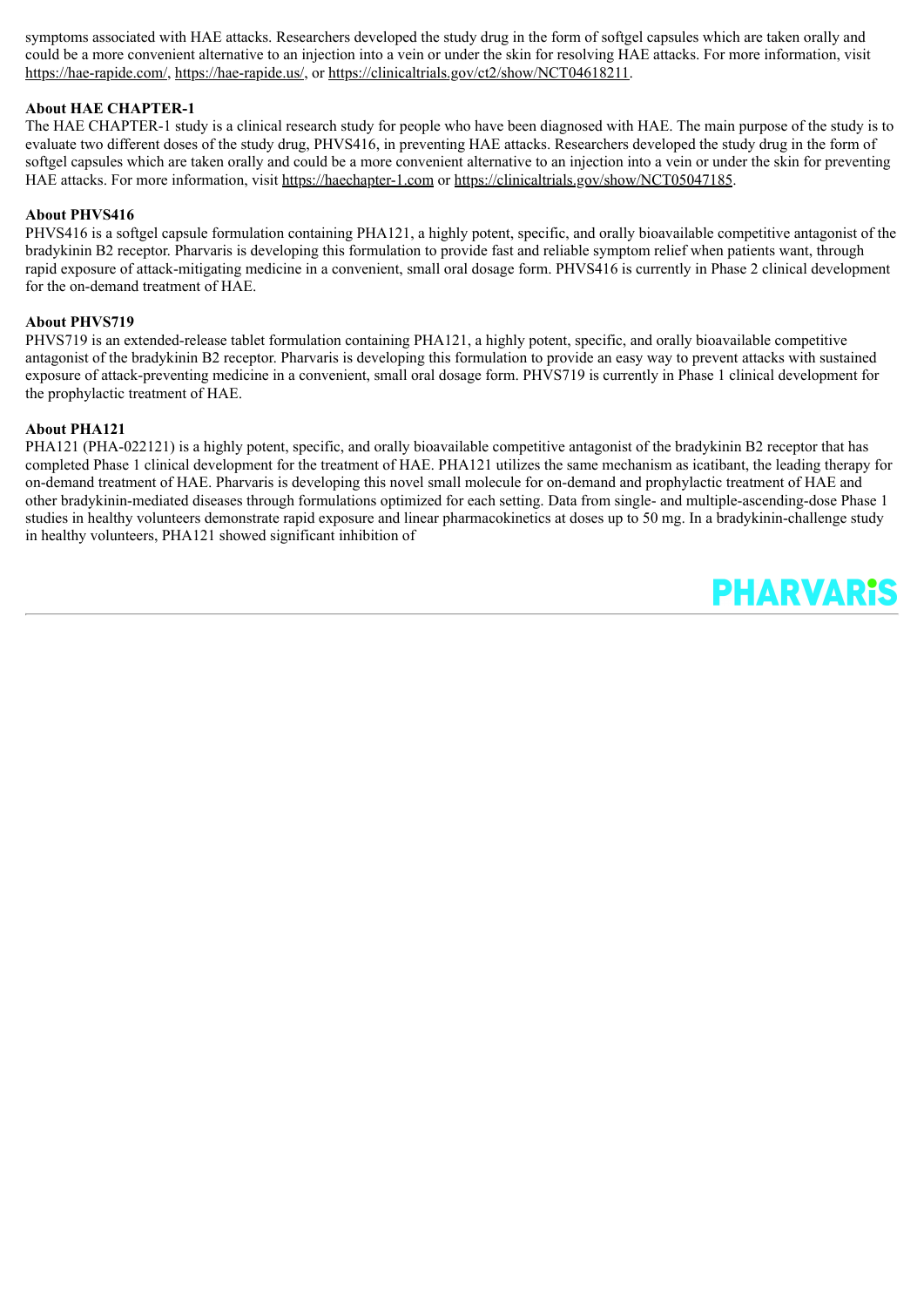symptoms associated with HAE attacks. Researchers developed the study drug in the form of softgel capsules which are taken orally and could be a more convenient alternative to an injection into a vein or under the skin for resolving HAE attacks. For more information, visit https://hae-rapide.com/, https://hae-rapide.us/, or https://clinicaltrials.gov/ct2/show/NCT04618211.

**About HAE CHAPTER-1**

The HAE CHAPTER-1 study is a clinical research study for people who have been diagnosed with HAE. The main purpose of the study is to evaluate two different doses of the study drug, PHVS416, in preventing HAE attacks. Researchers developed the study drug in the form of softgel capsules which are taken orally and could be a more convenient alternative to an injection into a vein or under the skin for preventing HAE attacks. For more information, visit https://haechapter-1.com or https://clinicaltrials.gov/show/NCT05047185.

**About PHVS416**

PHVS416 is a softgel capsule formulation containing PHA121, a highly potent, specific, and orally bioavailable competitive antagonist of the bradykinin B2 receptor. Pharvaris is developing this formulation to provide fast and reliable symptom relief when patients want, through rapid exposure of attack-mitigating medicine in a convenient, small oral dosage form. PHVS416 is currently in Phase 2 clinical development for the on-demand treatment of HAE.

**About PHVS719**

PHVS719 is an extended-release tablet formulation containing PHA121, a highly potent, specific, and orally bioavailable competitive antagonist of the bradykinin B2 receptor. Pharvaris is developing this formulation to provide an easy way to prevent attacks with sustained exposure of attack-preventing medicine in a convenient, small oral dosage form. PHVS719 is currently in Phase 1 clinical development for the prophylactic treatment of HAE.

**About PHA121**

PHA121 (PHA-022121) is a highly potent, specific, and orally bioavailable competitive antagonist of the bradykinin B2 receptor that has completed Phase 1 clinical development for the treatment of HAE. PHA121 utilizes the same mechanism as icatibant, the leading therapy for on-demand treatment of HAE. Pharvaris is developing this novel small molecule for on-demand and prophylactic treatment of HAE and other bradykinin-mediated diseases through formulations optimized for each setting. Data from single- and multiple-ascending-dose Phase 1 studies in healthy volunteers demonstrate rapid exposure and linear pharmacokinetics at doses up to 50 mg. In a bradykinin-challenge study in healthy volunteers, PHA121 showed significant inhibition of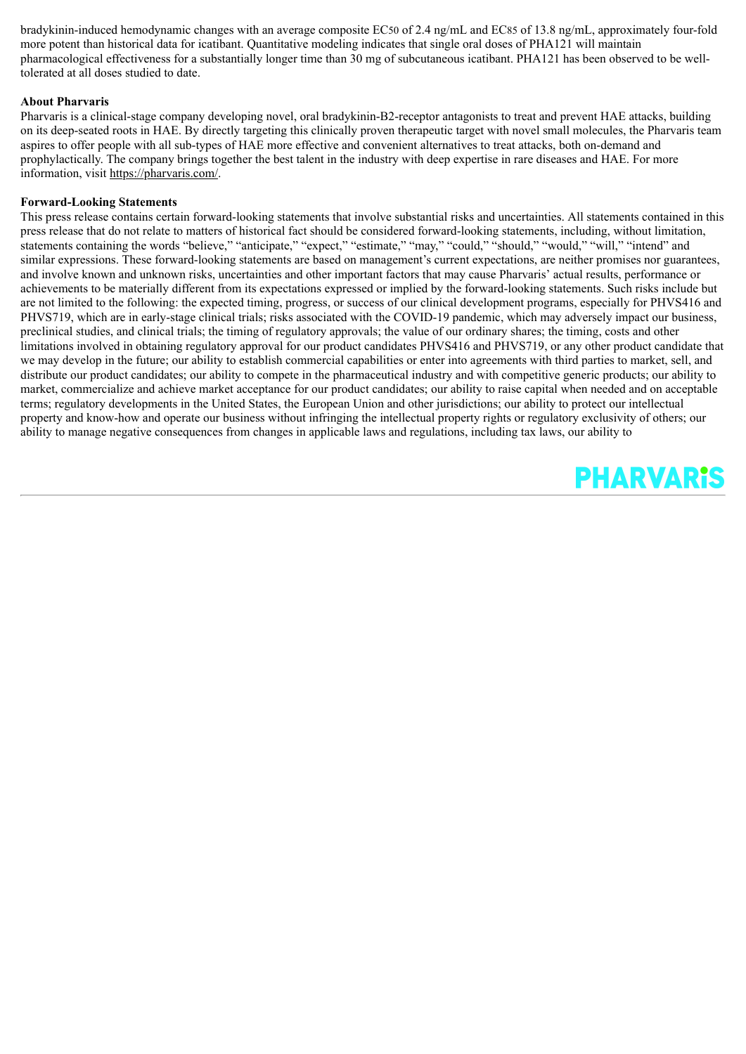bradykinin-induced hemodynamic changes with an average composite $EC_{50}$ of 2.4 ng/mL and $EC_{85}$ of 13.8 ng/mL, approximately four-fold more potent than historical data for icatibant. Quantitative modeling indicates that single oral doses of PHA121 will maintain pharmacological effectiveness for a substantially longer time than 30 mg of subcutaneous icatibant. PHA121 has been observed to be well-tolerated at all doses studied to date.

**About Pharvaris**

Pharvaris is a clinical-stage company developing novel, oral bradykinin-B2-receptor antagonists to treat and prevent HAE attacks, building on its deep-seated roots in HAE. By directly targeting this clinically proven therapeutic target with novel small molecules, the Pharvaris team aspires to offer people with all sub-types of HAE more effective and convenient alternatives to treat attacks, both on-demand and prophylactically. The company brings together the best talent in the industry with deep expertise in rare diseases and HAE. For more information, visit https://pharvaris.com/.

**Forward-Looking Statements**

This press release contains certain forward-looking statements that involve substantial risks and uncertainties. All statements contained in this press release that do not relate to matters of historical fact should be considered forward-looking statements, including, without limitation, statements containing the words "believe," "anticipate," "expect," "estimate," "may," "could," "should," "would," "will," "intend" and similar expressions. These forward-looking statements are based on management's current expectations, are neither promises nor guarantees, and involve known and unknown risks, uncertainties and other important factors that may cause Pharvaris' actual results, performance or achievements to be materially different from its expectations expressed or implied by the forward-looking statements. Such risks include but are not limited to the following: the expected timing, progress, or success of our clinical development programs, especially for PHVS416 and PHVS719, which are in early-stage clinical trials; risks associated with the COVID-19 pandemic, which may adversely impact our business, preclinical studies, and clinical trials; the timing of regulatory approvals; the value of our ordinary shares; the timing, costs and other limitations involved in obtaining regulatory approval for our product candidates PHVS416 and PHVS719, or any other product candidate that we may develop in the future; our ability to establish commercial capabilities or enter into agreements with third parties to market, sell, and distribute our product candidates; our ability to compete in the pharmaceutical industry and with competitive generic products; our ability to market, commercialize and achieve market acceptance for our product candidates; our ability to raise capital when needed and on acceptable terms; regulatory developments in the United States, the European Union and other jurisdictions; our ability to protect our intellectual property and know-how and operate our business without infringing the intellectual property rights or regulatory exclusivity of others; our ability to manage negative consequences from changes in applicable laws and regulations, including tax laws, our ability to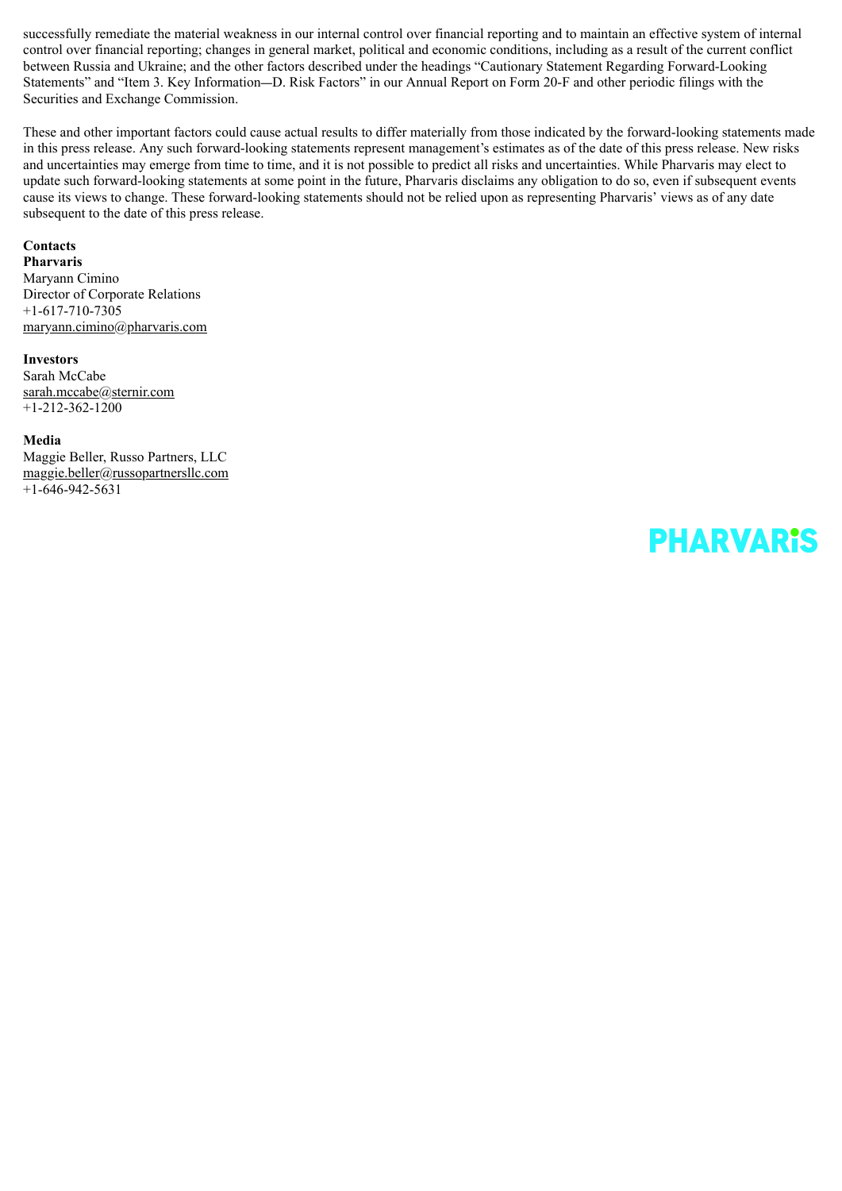successfully remediate the material weakness in our internal control over financial reporting and to maintain an effective system of internal control over financial reporting; changes in general market, political and economic conditions, including as a result of the current conflict between Russia and Ukraine; and the other factors described under the headings “Cautionary Statement Regarding Forward-Looking Statements” and “Item 3. Key Information—D. Risk Factors” in our Annual Report on Form 20-F and other periodic filings with the Securities and Exchange Commission.

These and other important factors could cause actual results to differ materially from those indicated by the forward-looking statements made in this press release. Any such forward-looking statements represent management’s estimates as of the date of this press release. New risks and uncertainties may emerge from time to time, and it is not possible to predict all risks and uncertainties. While Pharvaris may elect to update such forward-looking statements at some point in the future, Pharvaris disclaims any obligation to do so, even if subsequent events cause its views to change. These forward-looking statements should not be relied upon as representing Pharvaris’ views as of any date subsequent to the date of this press release.

**Contacts**
**Pharvaris**
Maryann Cimino
Director of Corporate Relations
+1-617-710-7305
maryann.cimino@pharvaris.com

**Investors**
Sarah McCabe
sarah.mccabe@sternir.com
+1-212-362-1200

**Media**
Maggie Beller, Russo Partners, LLC
maggie.beller@russopartnersllc.com
+1-646-942-5631

PHARVARIS